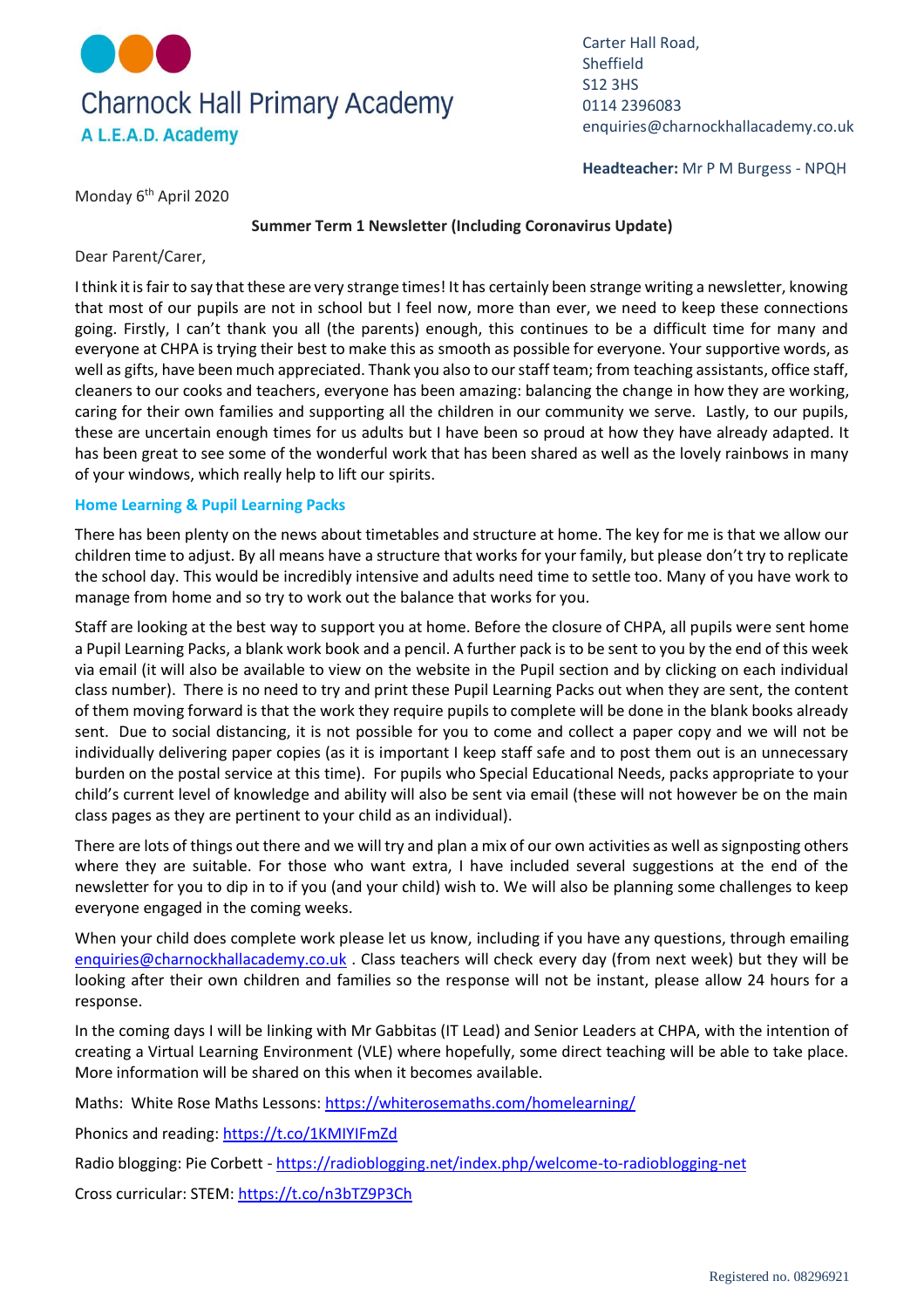# Charnock Hall Primary Academy

**A L.E.A.D. Academy**

Carter Hall Road,
Sheffield
S12 3HS
0114 2396083
enquiries@charnockhallacademy.co.uk

**Headteacher:** Mr P M Burgess - NPQH

Monday 6th April 2020

**Summer Term 1 Newsletter (Including Coronavirus Update)**

Dear Parent/Carer,

I think it is fair to say that these are very strange times! It has certainly been strange writing a newsletter, knowing that most of our pupils are not in school but I feel now, more than ever, we need to keep these connections going. Firstly, I can't thank you all (the parents) enough, this continues to be a difficult time for many and everyone at CHPA is trying their best to make this as smooth as possible for everyone. Your supportive words, as well as gifts, have been much appreciated. Thank you also to our staff team; from teaching assistants, office staff, cleaners to our cooks and teachers, everyone has been amazing: balancing the change in how they are working, caring for their own families and supporting all the children in our community we serve. Lastly, to our pupils, these are uncertain enough times for us adults but I have been so proud at how they have already adapted. It has been great to see some of the wonderful work that has been shared as well as the lovely rainbows in many of your windows, which really help to lift our spirits.

## Home Learning & Pupil Learning Packs

There has been plenty on the news about timetables and structure at home. The key for me is that we allow our children time to adjust. By all means have a structure that works for your family, but please don't try to replicate the school day. This would be incredibly intensive and adults need time to settle too. Many of you have work to manage from home and so try to work out the balance that works for you.

Staff are looking at the best way to support you at home. Before the closure of CHPA, all pupils were sent home a Pupil Learning Packs, a blank work book and a pencil. A further pack is to be sent to you by the end of this week via email (it will also be available to view on the website in the Pupil section and by clicking on each individual class number). There is no need to try and print these Pupil Learning Packs out when they are sent, the content of them moving forward is that the work they require pupils to complete will be done in the blank books already sent. Due to social distancing, it is not possible for you to come and collect a paper copy and we will not be individually delivering paper copies (as it is important I keep staff safe and to post them out is an unnecessary burden on the postal service at this time). For pupils who Special Educational Needs, packs appropriate to your child's current level of knowledge and ability will also be sent via email (these will not however be on the main class pages as they are pertinent to your child as an individual).

There are lots of things out there and we will try and plan a mix of our own activities as well as signposting others where they are suitable. For those who want extra, I have included several suggestions at the end of the newsletter for you to dip in to if you (and your child) wish to. We will also be planning some challenges to keep everyone engaged in the coming weeks.

When your child does complete work please let us know, including if you have any questions, through emailing enquiries@charnockhallacademy.co.uk . Class teachers will check every day (from next week) but they will be looking after their own children and families so the response will not be instant, please allow 24 hours for a response.

In the coming days I will be linking with Mr Gabbitas (IT Lead) and Senior Leaders at CHPA, with the intention of creating a Virtual Learning Environment (VLE) where hopefully, some direct teaching will be able to take place. More information will be shared on this when it becomes available.

Maths: White Rose Maths Lessons: https://whiterosemaths.com/homelearning/

Phonics and reading: https://t.co/1KMIYIFmZd

Radio blogging: Pie Corbett - https://radioblogging.net/index.php/welcome-to-radioblogging-net

Cross curricular: STEM: https://t.co/n3bTZ9P3Ch

Registered no. 08296921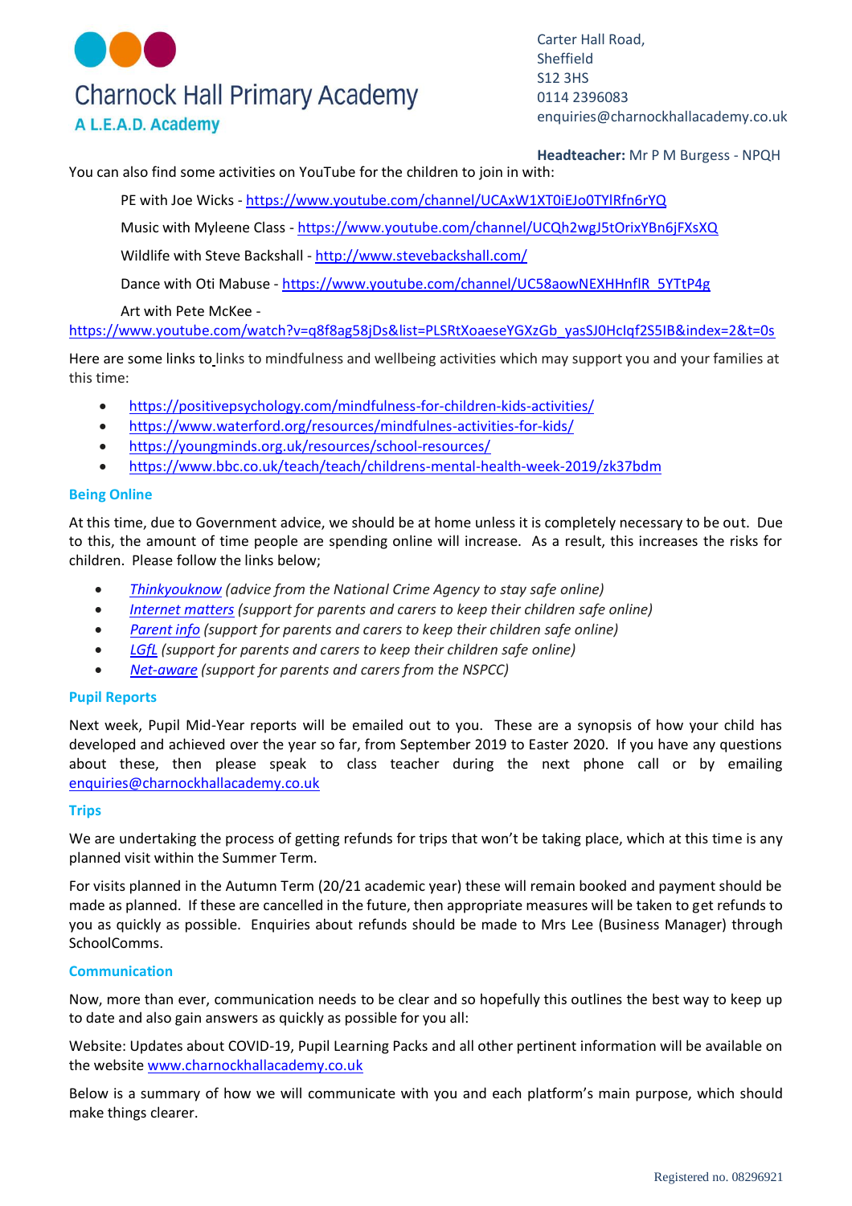You can also find some activities on YouTube for the children to join in with:

PE with Joe Wicks - https://www.youtube.com/channel/UCAxW1XT0iEJo0TYlRfn6rYQ

Music with Myleene Class - https://www.youtube.com/channel/UCQh2wgJ5tOrixYBn6jFXsXQ

Wildlife with Steve Backshall - http://www.stevebackshall.com/

Dance with Oti Mabuse - https://www.youtube.com/channel/UC58aowNEXHHnflR_5YTtP4g

Art with Pete McKee - https://www.youtube.com/watch?v=q8f8ag58jDs&list=PLSRtXoaeseYGXzGb_yasSJ0HcIqf2S5IB&index=2&t=0s

Here are some links to links to mindfulness and wellbeing activities which may support you and your families at this time:

- https://positivepsychology.com/mindfulness-for-children-kids-activities/
- https://www.waterford.org/resources/mindfulnes-activities-for-kids/
- https://youngminds.org.uk/resources/school-resources/
- https://www.bbc.co.uk/teach/teach/childrens-mental-health-week-2019/zk37bdm

### Being Online

At this time, due to Government advice, we should be at home unless it is completely necessary to be out. Due to this, the amount of time people are spending online will increase. As a result, this increases the risks for children. Please follow the links below;

- *Thinkyouknow (advice from the National Crime Agency to stay safe online)*
- *Internet matters (support for parents and carers to keep their children safe online)*
- *Parent info (support for parents and carers to keep their children safe online)*
- *LGfL (support for parents and carers to keep their children safe online)*
- *Net-aware (support for parents and carers from the NSPCC)*

### Pupil Reports

Next week, Pupil Mid-Year reports will be emailed out to you. These are a synopsis of how your child has developed and achieved over the year so far, from September 2019 to Easter 2020. If you have any questions about these, then please speak to class teacher during the next phone call or by emailing enquiries@charnockhallacademy.co.uk

### Trips

We are undertaking the process of getting refunds for trips that won't be taking place, which at this time is any planned visit within the Summer Term.

For visits planned in the Autumn Term (20/21 academic year) these will remain booked and payment should be made as planned. If these are cancelled in the future, then appropriate measures will be taken to get refunds to you as quickly as possible. Enquiries about refunds should be made to Mrs Lee (Business Manager) through SchoolComms.

### Communication

Now, more than ever, communication needs to be clear and so hopefully this outlines the best way to keep up to date and also gain answers as quickly as possible for you all:

Website: Updates about COVID-19, Pupil Learning Packs and all other pertinent information will be available on the website www.charnockhallacademy.co.uk

Below is a summary of how we will communicate with you and each platform's main purpose, which should make things clearer.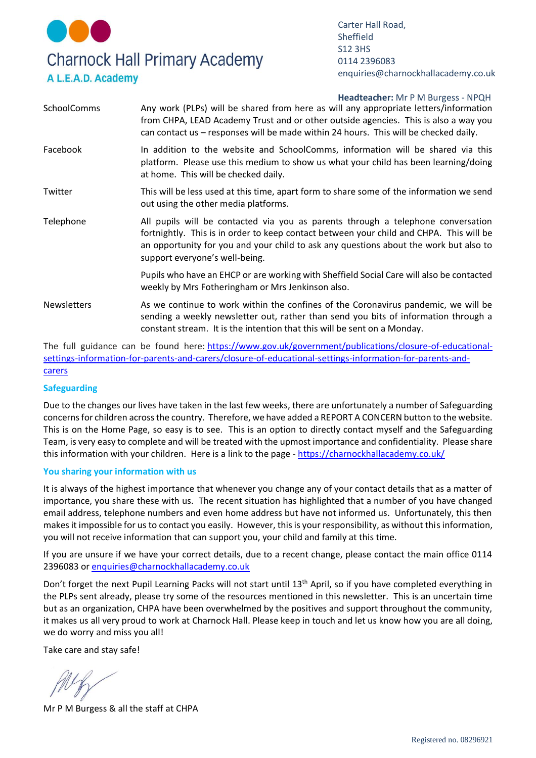# Charnock Hall Primary Academy

**A L.E.A.D. Academy**

Carter Hall Road,
Sheffield
S12 3HS
0114 2396083
enquiries@charnockhallacademy.co.uk

**Headteacher:** Mr P M Burgess - NPQH

| | |
|---|---|
| SchoolComms | Any work (PLPs) will be shared from here as will any appropriate letters/information from CHPA, LEAD Academy Trust and or other outside agencies. This is also a way you can contact us – responses will be made within 24 hours. This will be checked daily. |
| Facebook | In addition to the website and SchoolComms, information will be shared via this platform. Please use this medium to show us what your child has been learning/doing at home. This will be checked daily. |
| Twitter | This will be less used at this time, apart form to share some of the information we send out using the other media platforms. |
| Telephone | All pupils will be contacted via you as parents through a telephone conversation fortnightly. This is in order to keep contact between your child and CHPA. This will be an opportunity for you and your child to ask any questions about the work but also to support everyone's well-being. |
| | Pupils who have an EHCP or are working with Sheffield Social Care will also be contacted weekly by Mrs Fotheringham or Mrs Jenkinson also. |
| Newsletters | As we continue to work within the confines of the Coronavirus pandemic, we will be sending a weekly newsletter out, rather than send you bits of information through a constant stream. It is the intention that this will be sent on a Monday. |

The full guidance can be found here: https://www.gov.uk/government/publications/closure-of-educational-settings-information-for-parents-and-carers/closure-of-educational-settings-information-for-parents-and-carers

## Safeguarding

Due to the changes our lives have taken in the last few weeks, there are unfortunately a number of Safeguarding concerns for children across the country. Therefore, we have added a REPORT A CONCERN button to the website. This is on the Home Page, so easy is to see. This is an option to directly contact myself and the Safeguarding Team, is very easy to complete and will be treated with the upmost importance and confidentiality. Please share this information with your children. Here is a link to the page - https://charnockhallacademy.co.uk/

## You sharing your information with us

It is always of the highest importance that whenever you change any of your contact details that as a matter of importance, you share these with us. The recent situation has highlighted that a number of you have changed email address, telephone numbers and even home address but have not informed us. Unfortunately, this then makes it impossible for us to contact you easily. However, this is your responsibility, as without this information, you will not receive information that can support you, your child and family at this time.

If you are unsure if we have your correct details, due to a recent change, please contact the main office 0114 2396083 or enquiries@charnockhallacademy.co.uk

Don't forget the next Pupil Learning Packs will not start until 13th April, so if you have completed everything in the PLPs sent already, please try some of the resources mentioned in this newsletter. This is an uncertain time but as an organization, CHPA have been overwhelmed by the positives and support throughout the community, it makes us all very proud to work at Charnock Hall. Please keep in touch and let us know how you are all doing, we do worry and miss you all!

Take care and stay safe!

Mr P M Burgess & all the staff at CHPA

Registered no. 08296921